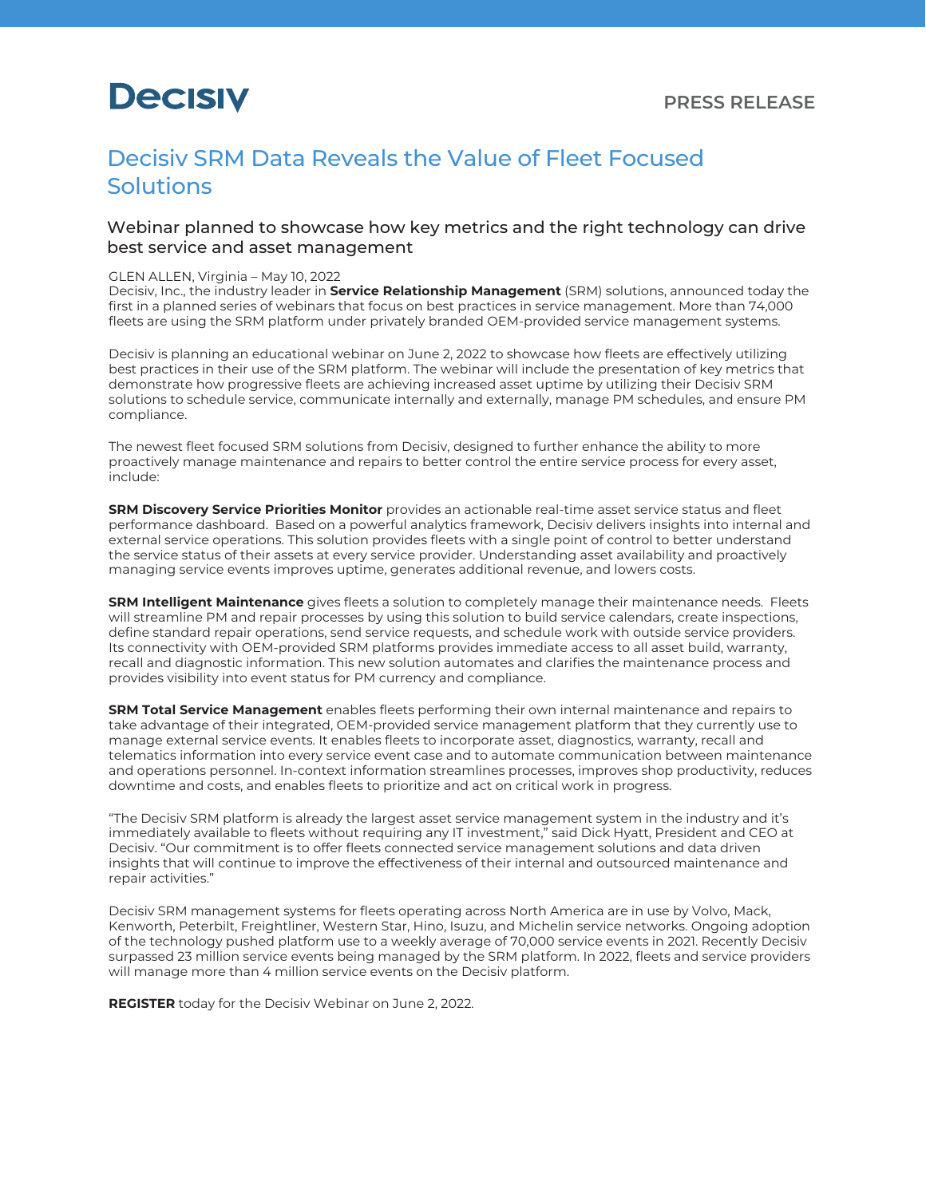**Decisiv**

PRESS RELEASE

# Decisiv SRM Data Reveals the Value of Fleet Focused Solutions

## Webinar planned to showcase how key metrics and the right technology can drive best service and asset management

GLEN ALLEN, Virginia – May 10, 2022
Decisiv, Inc., the industry leader in **Service Relationship Management** (SRM) solutions, announced today the first in a planned series of webinars that focus on best practices in service management. More than 74,000 fleets are using the SRM platform under privately branded OEM-provided service management systems.

Decisiv is planning an educational webinar on June 2, 2022 to showcase how fleets are effectively utilizing best practices in their use of the SRM platform. The webinar will include the presentation of key metrics that demonstrate how progressive fleets are achieving increased asset uptime by utilizing their Decisiv SRM solutions to schedule service, communicate internally and externally, manage PM schedules, and ensure PM compliance.

The newest fleet focused SRM solutions from Decisiv, designed to further enhance the ability to more proactively manage maintenance and repairs to better control the entire service process for every asset, include:

**SRM Discovery Service Priorities Monitor** provides an actionable real-time asset service status and fleet performance dashboard. Based on a powerful analytics framework, Decisiv delivers insights into internal and external service operations. This solution provides fleets with a single point of control to better understand the service status of their assets at every service provider. Understanding asset availability and proactively managing service events improves uptime, generates additional revenue, and lowers costs.

**SRM Intelligent Maintenance** gives fleets a solution to completely manage their maintenance needs. Fleets will streamline PM and repair processes by using this solution to build service calendars, create inspections, define standard repair operations, send service requests, and schedule work with outside service providers. Its connectivity with OEM-provided SRM platforms provides immediate access to all asset build, warranty, recall and diagnostic information. This new solution automates and clarifies the maintenance process and provides visibility into event status for PM currency and compliance.

**SRM Total Service Management** enables fleets performing their own internal maintenance and repairs to take advantage of their integrated, OEM-provided service management platform that they currently use to manage external service events. It enables fleets to incorporate asset, diagnostics, warranty, recall and telematics information into every service event case and to automate communication between maintenance and operations personnel. In-context information streamlines processes, improves shop productivity, reduces downtime and costs, and enables fleets to prioritize and act on critical work in progress.

"The Decisiv SRM platform is already the largest asset service management system in the industry and it's immediately available to fleets without requiring any IT investment," said Dick Hyatt, President and CEO at Decisiv. "Our commitment is to offer fleets connected service management solutions and data driven insights that will continue to improve the effectiveness of their internal and outsourced maintenance and repair activities."

Decisiv SRM management systems for fleets operating across North America are in use by Volvo, Mack, Kenworth, Peterbilt, Freightliner, Western Star, Hino, Isuzu, and Michelin service networks. Ongoing adoption of the technology pushed platform use to a weekly average of 70,000 service events in 2021. Recently Decisiv surpassed 23 million service events being managed by the SRM platform. In 2022, fleets and service providers will manage more than 4 million service events on the Decisiv platform.

**REGISTER** today for the Decisiv Webinar on June 2, 2022.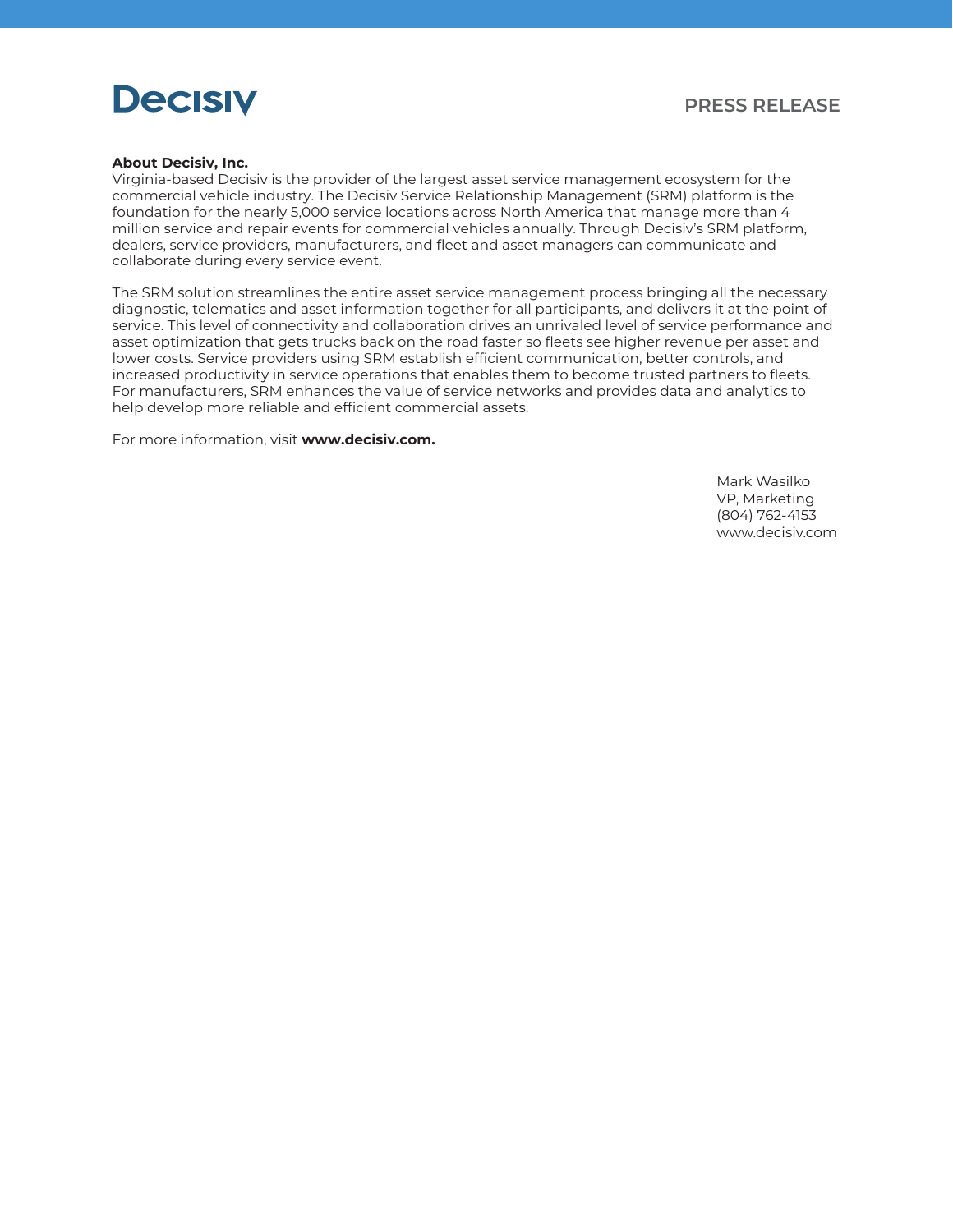**About Decisiv, Inc.**
Virginia-based Decisiv is the provider of the largest asset service management ecosystem for the commercial vehicle industry. The Decisiv Service Relationship Management (SRM) platform is the foundation for the nearly 5,000 service locations across North America that manage more than 4 million service and repair events for commercial vehicles annually. Through Decisiv's SRM platform, dealers, service providers, manufacturers, and fleet and asset managers can communicate and collaborate during every service event.

The SRM solution streamlines the entire asset service management process bringing all the necessary diagnostic, telematics and asset information together for all participants, and delivers it at the point of service. This level of connectivity and collaboration drives an unrivaled level of service performance and asset optimization that gets trucks back on the road faster so fleets see higher revenue per asset and lower costs. Service providers using SRM establish efficient communication, better controls, and increased productivity in service operations that enables them to become trusted partners to fleets. For manufacturers, SRM enhances the value of service networks and provides data and analytics to help develop more reliable and efficient commercial assets.

For more information, visit **www.decisiv.com.**

Mark Wasilko
VP, Marketing
(804) 762-4153
www.decisiv.com